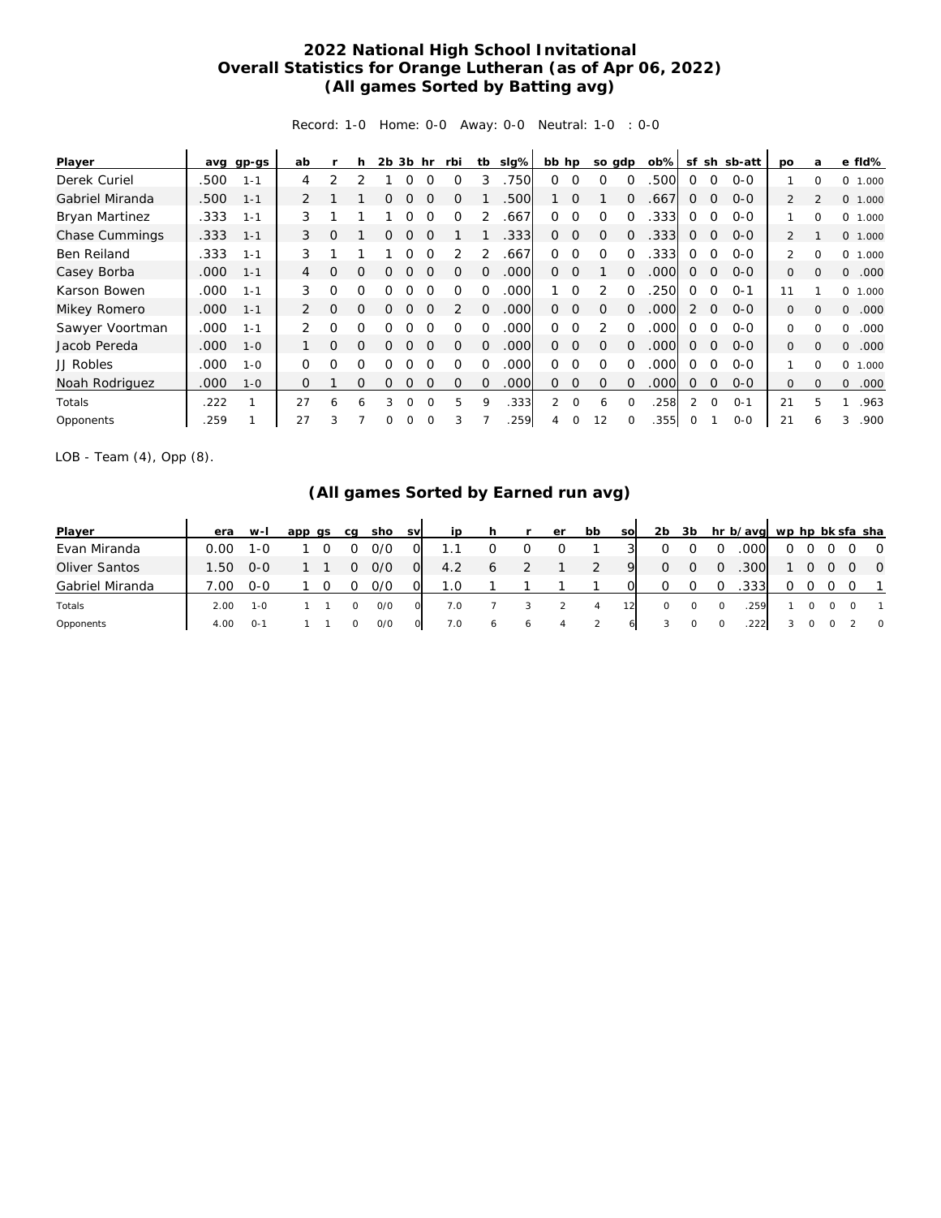# 2022 National High School Invitational
## Overall Statistics for Orange Lutheran (as of Apr 06, 2022)
### (All games Sorted by Batting avg)

Record: 1-0 Home: 0-0 Away: 0-0 Neutral: 1-0 : 0-0

| Player | avg | gp-gs | ab | r | h | 2b | 3b | hr | rbi | tb | slg% | bb | hp | so | gdp | ob% | sf | sh | sb-att | po | a | e | fld% |
|---|---|---|---|---|---|---|---|---|---|---|---|---|---|---|---|---|---|---|---|---|---|---|---|
| Derek Curiel | .500 | 1-1 | 4 | 2 | 2 | 1 | 0 | 0 | 0 | 3 | .750 | 0 | 0 | 0 | 0 | .500 | 0 | 0 | 0-0 | 1 | 0 | 0 | 1.000 |
| Gabriel Miranda | .500 | 1-1 | 2 | 1 | 1 | 0 | 0 | 0 | 0 | 1 | .500 | 1 | 0 | 1 | 0 | .667 | 0 | 0 | 0-0 | 2 | 2 | 0 | 1.000 |
| Bryan Martinez | .333 | 1-1 | 3 | 1 | 1 | 1 | 0 | 0 | 0 | 2 | .667 | 0 | 0 | 0 | 0 | .333 | 0 | 0 | 0-0 | 1 | 0 | 0 | 1.000 |
| Chase Cummings | .333 | 1-1 | 3 | 0 | 1 | 0 | 0 | 0 | 1 | 1 | .333 | 0 | 0 | 0 | 0 | .333 | 0 | 0 | 0-0 | 2 | 1 | 0 | 1.000 |
| Ben Reiland | .333 | 1-1 | 3 | 1 | 1 | 1 | 0 | 0 | 2 | 2 | .667 | 0 | 0 | 0 | 0 | .333 | 0 | 0 | 0-0 | 2 | 0 | 0 | 1.000 |
| Casey Borba | .000 | 1-1 | 4 | 0 | 0 | 0 | 0 | 0 | 0 | 0 | .000 | 0 | 0 | 1 | 0 | .000 | 0 | 0 | 0-0 | 0 | 0 | 0 | .000 |
| Karson Bowen | .000 | 1-1 | 3 | 0 | 0 | 0 | 0 | 0 | 0 | 0 | .000 | 1 | 0 | 2 | 0 | .250 | 0 | 0 | 0-1 | 11 | 1 | 0 | 1.000 |
| Mikey Romero | .000 | 1-1 | 2 | 0 | 0 | 0 | 0 | 0 | 2 | 0 | .000 | 0 | 0 | 0 | 0 | .000 | 2 | 0 | 0-0 | 0 | 0 | 0 | .000 |
| Sawyer Voortman | .000 | 1-1 | 2 | 0 | 0 | 0 | 0 | 0 | 0 | 0 | .000 | 0 | 0 | 2 | 0 | .000 | 0 | 0 | 0-0 | 0 | 0 | 0 | .000 |
| Jacob Pereda | .000 | 1-0 | 1 | 0 | 0 | 0 | 0 | 0 | 0 | 0 | .000 | 0 | 0 | 0 | 0 | .000 | 0 | 0 | 0-0 | 0 | 0 | 0 | .000 |
| JJ Robles | .000 | 1-0 | 0 | 0 | 0 | 0 | 0 | 0 | 0 | 0 | .000 | 0 | 0 | 0 | 0 | .000 | 0 | 0 | 0-0 | 1 | 0 | 0 | 1.000 |
| Noah Rodriguez | .000 | 1-0 | 0 | 1 | 0 | 0 | 0 | 0 | 0 | 0 | .000 | 0 | 0 | 0 | 0 | .000 | 0 | 0 | 0-0 | 0 | 0 | 0 | .000 |
| Totals | .222 | 1 | 27 | 6 | 6 | 3 | 0 | 0 | 5 | 9 | .333 | 2 | 0 | 6 | 0 | .258 | 2 | 0 | 0-1 | 21 | 5 | 1 | .963 |
| Opponents | .259 | 1 | 27 | 3 | 7 | 0 | 0 | 0 | 3 | 7 | .259 | 4 | 0 | 12 | 0 | .355 | 0 | 1 | 0-0 | 21 | 6 | 3 | .900 |

LOB - Team (4), Opp (8).

### (All games Sorted by Earned run avg)

| Player | era | w-l | app | gs | cg | sho | sv | ip | h | r | er | bb | so | 2b | 3b | hr | b/avg | wp | hp | bk | sfa | sha |
|---|---|---|---|---|---|---|---|---|---|---|---|---|---|---|---|---|---|---|---|---|---|---|
| Evan Miranda | 0.00 | 1-0 | 1 | 0 | 0 | 0/0 | 0 | 1.1 | 0 | 0 | 0 | 1 | 3 | 0 | 0 | 0 | .000 | 0 | 0 | 0 | 0 | 0 |
| Oliver Santos | 1.50 | 0-0 | 1 | 1 | 0 | 0/0 | 0 | 4.2 | 6 | 2 | 1 | 2 | 9 | 0 | 0 | 0 | .300 | 1 | 0 | 0 | 0 | 0 |
| Gabriel Miranda | 7.00 | 0-0 | 1 | 0 | 0 | 0/0 | 0 | 1.0 | 1 | 1 | 1 | 1 | 0 | 0 | 0 | 0 | .333 | 0 | 0 | 0 | 0 | 1 |
| Totals | 2.00 | 1-0 | 1 | 1 | 0 | 0/0 | 0 | 7.0 | 7 | 3 | 2 | 4 | 12 | 0 | 0 | 0 | .259 | 1 | 0 | 0 | 0 | 1 |
| Opponents | 4.00 | 0-1 | 1 | 1 | 0 | 0/0 | 0 | 7.0 | 6 | 6 | 4 | 2 | 6 | 3 | 0 | 0 | .222 | 3 | 0 | 0 | 2 | 0 |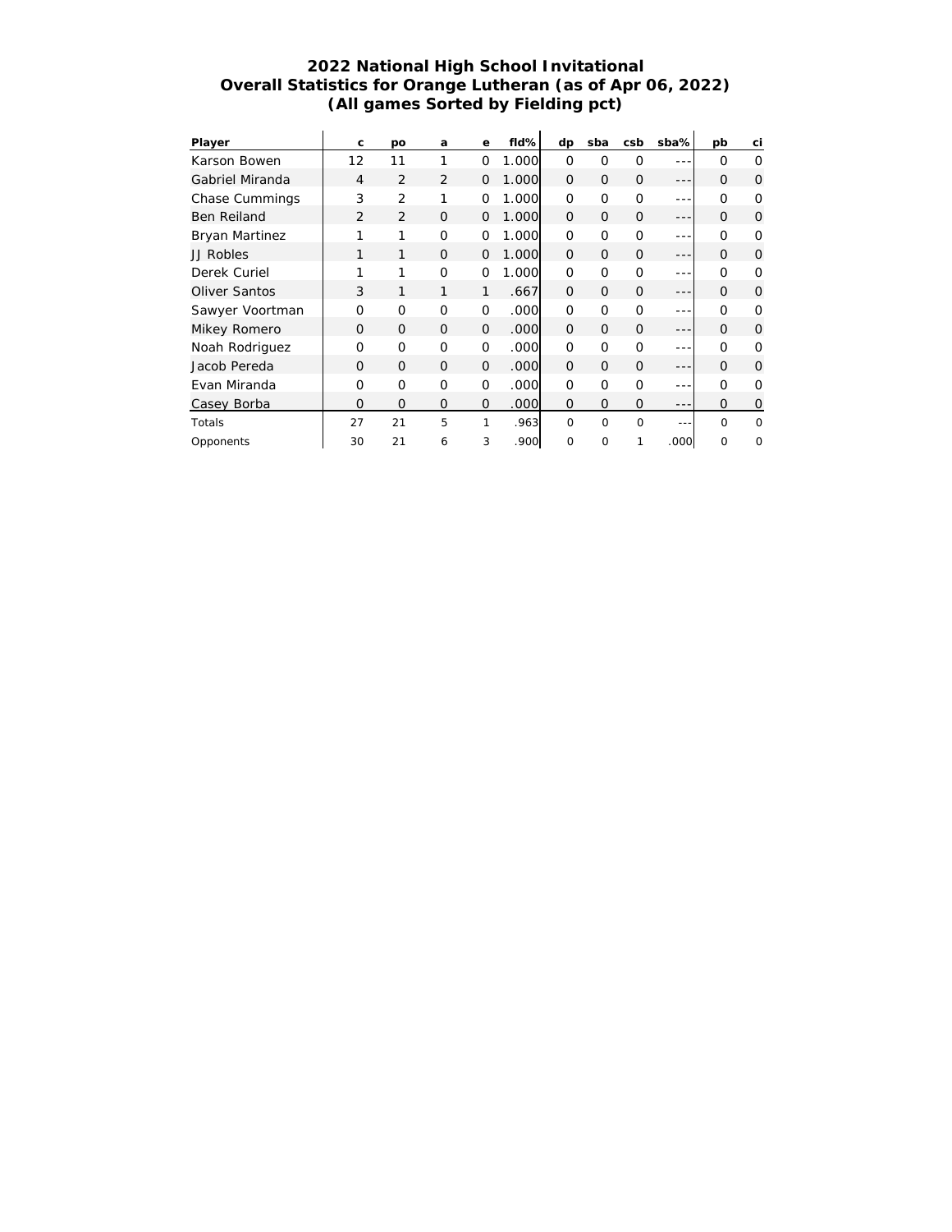## 2022 National High School Invitational
## Overall Statistics for Orange Lutheran (as of Apr 06, 2022)
## (All games Sorted by Fielding pct)

| Player | c | po | a | e | fld% | dp | sba | csb | sba% | pb | ci |
|---|---|---|---|---|---|---|---|---|---|---|---|
| Karson Bowen | 12 | 11 | 1 | 0 | 1.000 | 0 | 0 | 0 | --- | 0 | 0 |
| Gabriel Miranda | 4 | 2 | 2 | 0 | 1.000 | 0 | 0 | 0 | --- | 0 | 0 |
| Chase Cummings | 3 | 2 | 1 | 0 | 1.000 | 0 | 0 | 0 | --- | 0 | 0 |
| Ben Reiland | 2 | 2 | 0 | 0 | 1.000 | 0 | 0 | 0 | --- | 0 | 0 |
| Bryan Martinez | 1 | 1 | 0 | 0 | 1.000 | 0 | 0 | 0 | --- | 0 | 0 |
| JJ Robles | 1 | 1 | 0 | 0 | 1.000 | 0 | 0 | 0 | --- | 0 | 0 |
| Derek Curiel | 1 | 1 | 0 | 0 | 1.000 | 0 | 0 | 0 | --- | 0 | 0 |
| Oliver Santos | 3 | 1 | 1 | 1 | .667 | 0 | 0 | 0 | --- | 0 | 0 |
| Sawyer Voortman | 0 | 0 | 0 | 0 | .000 | 0 | 0 | 0 | --- | 0 | 0 |
| Mikey Romero | 0 | 0 | 0 | 0 | .000 | 0 | 0 | 0 | --- | 0 | 0 |
| Noah Rodriguez | 0 | 0 | 0 | 0 | .000 | 0 | 0 | 0 | --- | 0 | 0 |
| Jacob Pereda | 0 | 0 | 0 | 0 | .000 | 0 | 0 | 0 | --- | 0 | 0 |
| Evan Miranda | 0 | 0 | 0 | 0 | .000 | 0 | 0 | 0 | --- | 0 | 0 |
| Casey Borba | 0 | 0 | 0 | 0 | .000 | 0 | 0 | 0 | --- | 0 | 0 |
| Totals | 27 | 21 | 5 | 1 | .963 | 0 | 0 | 0 | --- | 0 | 0 |
| Opponents | 30 | 21 | 6 | 3 | .900 | 0 | 0 | 1 | .000 | 0 | 0 |